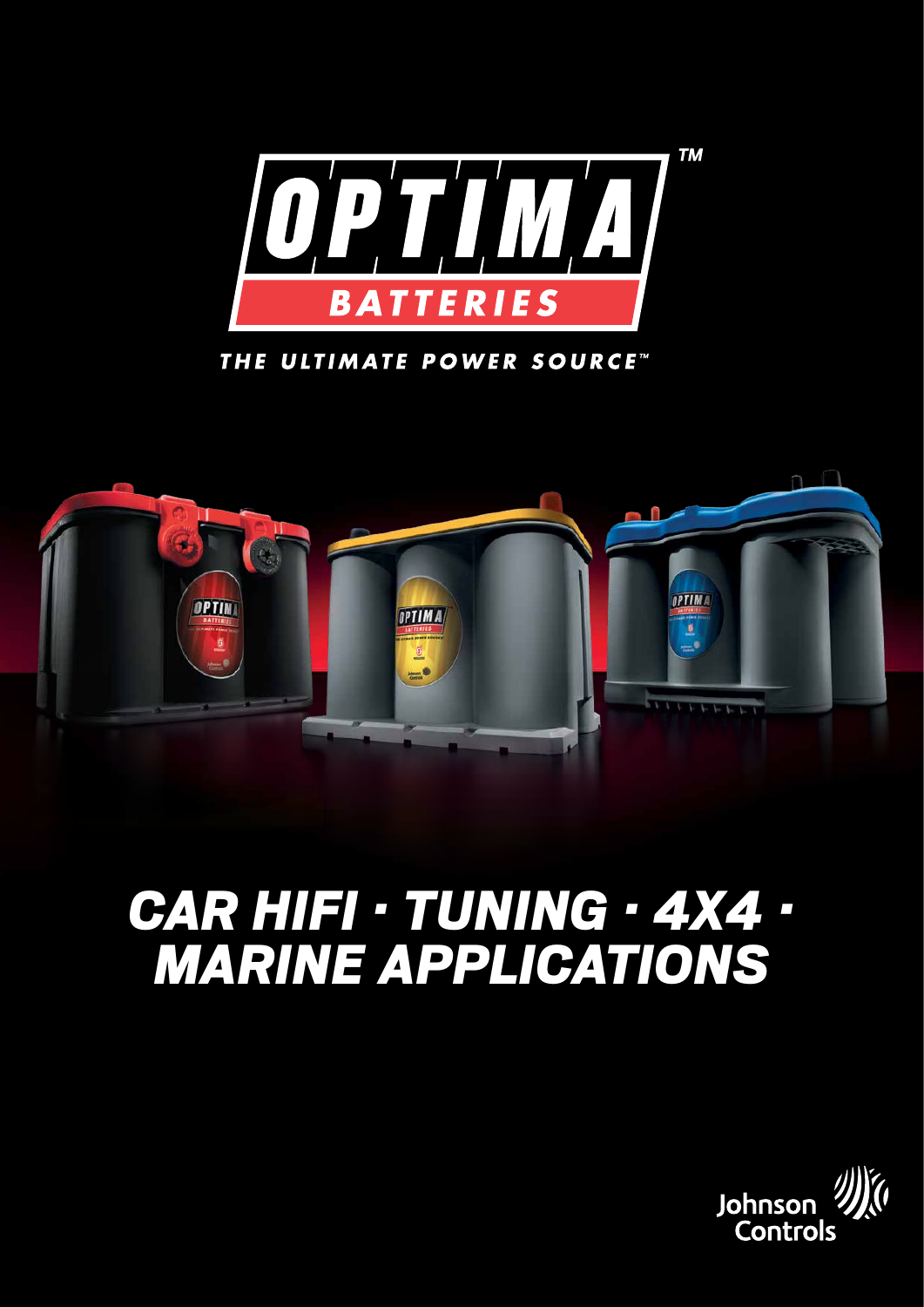# OPTIMA™ BATTERIES

THE ULTIMATE POWER SOURCE™

# *CAR HIFI · TUNING · 4X4 · MARINE APPLICATIONS*

Johnson Controls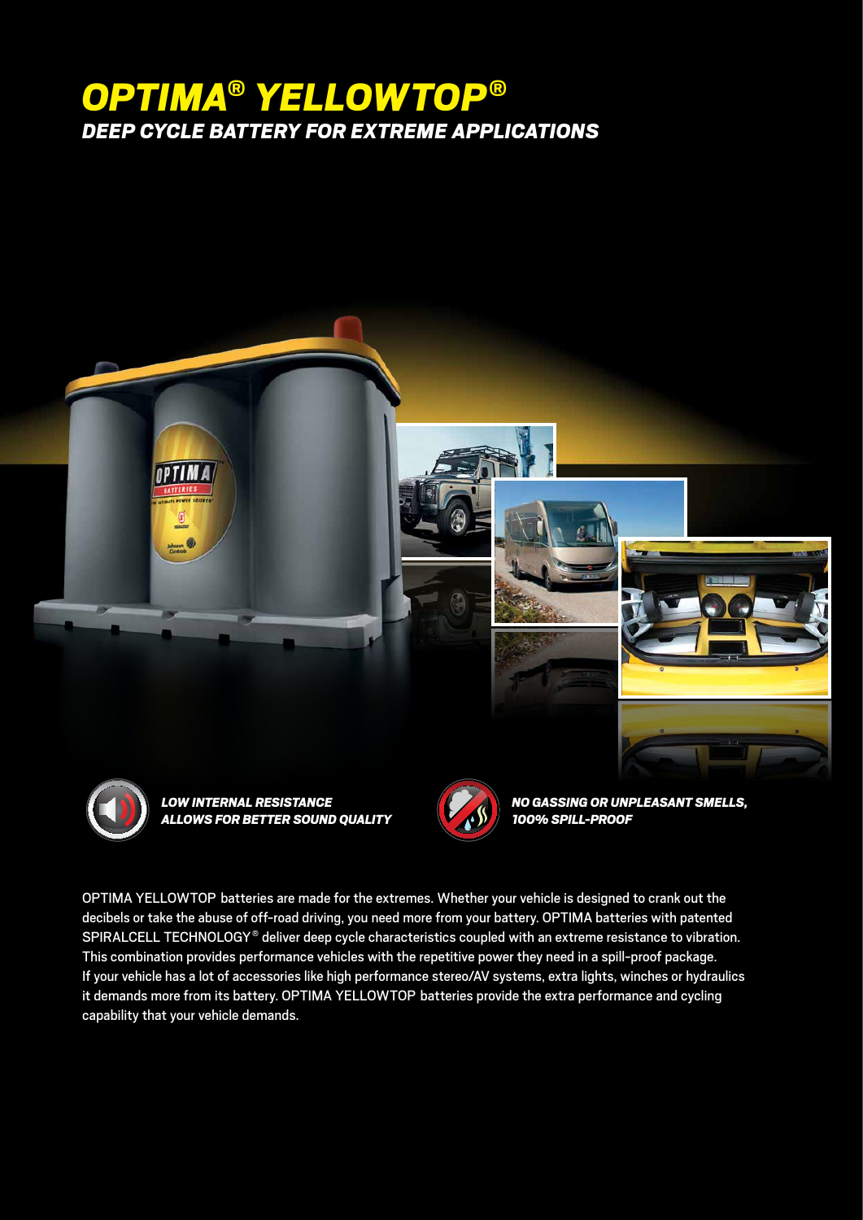# OPTIMA® YELLOWTOP®

## DEEP CYCLE BATTERY FOR EXTREME APPLICATIONS

***LOW INTERNAL RESISTANCE ALLOWS FOR BETTER SOUND QUALITY***

***NO GASSING OR UNPLEASANT SMELLS, 100% SPILL-PROOF***

OPTIMA YELLOWTOP batteries are made for the extremes. Whether your vehicle is designed to crank out the decibels or take the abuse of off-road driving, you need more from your battery. OPTIMA batteries with patented SPIRALCELL TECHNOLOGY® deliver deep cycle characteristics coupled with an extreme resistance to vibration. This combination provides performance vehicles with the repetitive power they need in a spill-proof package. If your vehicle has a lot of accessories like high performance stereo/AV systems, extra lights, winches or hydraulics it demands more from its battery. OPTIMA YELLOWTOP batteries provide the extra performance and cycling capability that your vehicle demands.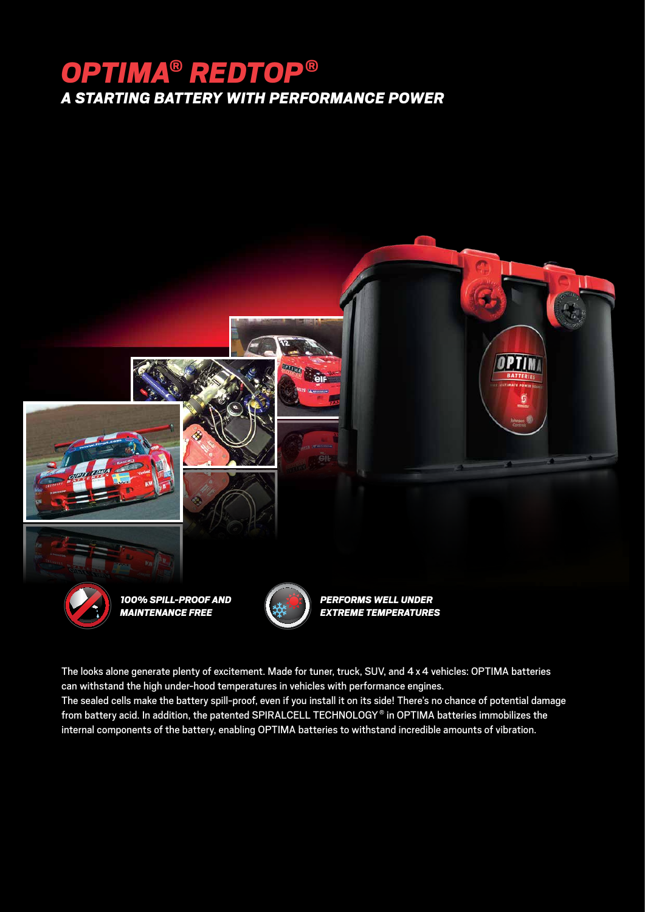# *OPTIMA® REDTOP®*

## *A STARTING BATTERY WITH PERFORMANCE POWER*

***100% SPILL-PROOF AND MAINTENANCE FREE***

***PERFORMS WELL UNDER EXTREME TEMPERATURES***

The looks alone generate plenty of excitement. Made for tuner, truck, SUV, and 4 x 4 vehicles: OPTIMA batteries can withstand the high under-hood temperatures in vehicles with performance engines.
The sealed cells make the battery spill-proof, even if you install it on its side! There's no chance of potential damage from battery acid. In addition, the patented SPIRALCELL TECHNOLOGY® in OPTIMA batteries immobilizes the internal components of the battery, enabling OPTIMA batteries to withstand incredible amounts of vibration.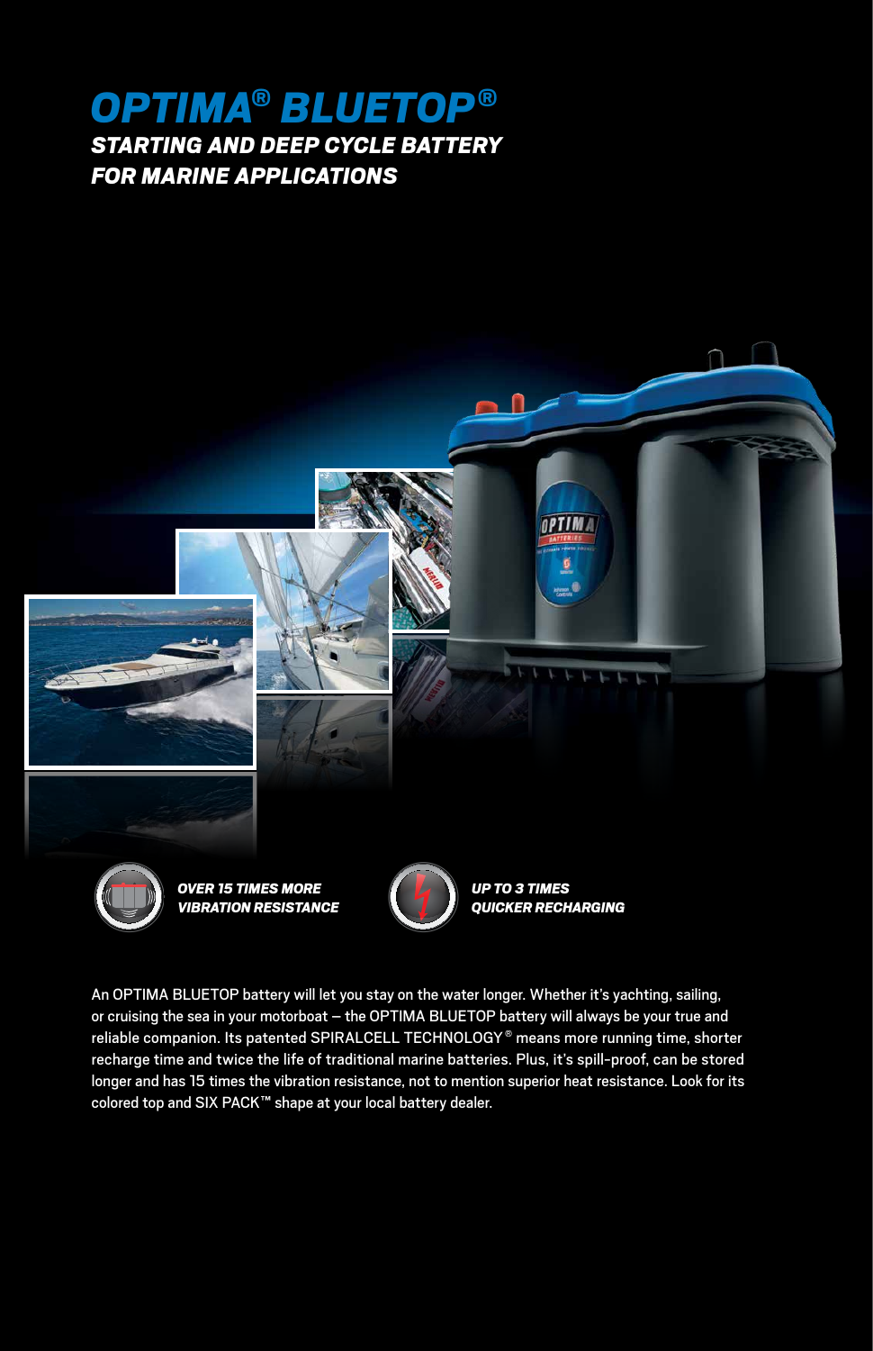# *OPTIMA® BLUETOP®*

## *STARTING AND DEEP CYCLE BATTERY FOR MARINE APPLICATIONS*

***OVER 15 TIMES MORE VIBRATION RESISTANCE***

***UP TO 3 TIMES QUICKER RECHARGING***

An OPTIMA BLUETOP battery will let you stay on the water longer. Whether it's yachting, sailing, or cruising the sea in your motorboat – the OPTIMA BLUETOP battery will always be your true and reliable companion. Its patented SPIRALCELL TECHNOLOGY® means more running time, shorter recharge time and twice the life of traditional marine batteries. Plus, it's spill-proof, can be stored longer and has 15 times the vibration resistance, not to mention superior heat resistance. Look for its colored top and SIX PACK™ shape at your local battery dealer.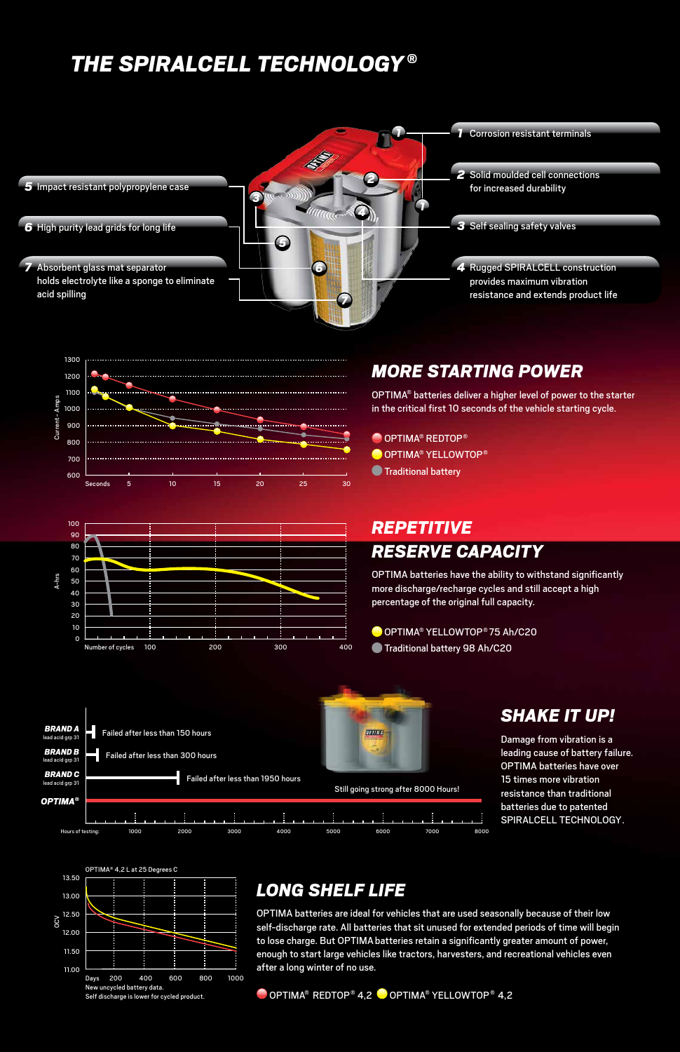# THE SPIRALCELL TECHNOLOGY®

1. Corrosion resistant terminals
2. Solid moulded cell connections for increased durability
3. Self sealing safety valves
4. Rugged SPIRALCELL construction provides maximum vibration resistance and extends product life
5. Impact resistant polypropylene case
6. High purity lead grids for long life
7. Absorbent glass mat separator holds electrolyte like a sponge to eliminate acid spilling

## MORE STARTING POWER

OPTIMA® batteries deliver a higher level of power to the starter in the critical first 10 seconds of the vehicle starting cycle.

- OPTIMA® REDTOP®
- OPTIMA® YELLOWTOP®
- Traditional battery

## REPETITIVE RESERVE CAPACITY

OPTIMA batteries have the ability to withstand significantly more discharge/recharge cycles and still accept a high percentage of the original full capacity.

- OPTIMA® YELLOWTOP® 75 Ah/C20
- Traditional battery 98 Ah/C20

## SHAKE IT UP!

Damage from vibration is a leading cause of battery failure. OPTIMA batteries have over 15 times more vibration resistance than traditional batteries due to patented SPIRALCELL TECHNOLOGY.

- BRAND A (lead acid grp 31): Failed after less than 150 hours
- BRAND B (lead acid grp 31): Failed after less than 300 hours
- BRAND C (lead acid grp 31): Failed after less than 1950 hours
- OPTIMA®: Still going strong after 8000 Hours!

## LONG SHELF LIFE

OPTIMA batteries are ideal for vehicles that are used seasonally because of their low self-discharge rate. All batteries that sit unused for extended periods of time will begin to lose charge. But OPTIMA batteries retain a significantly greater amount of power, enough to start large vehicles like tractors, harvesters, and recreational vehicles even after a long winter of no use.

OPTIMA® 4,2 L at 25 Degrees C

New uncycled battery data.
Self discharge is lower for cycled product.

- OPTIMA® REDTOP® 4,2
- OPTIMA® YELLOWTOP® 4,2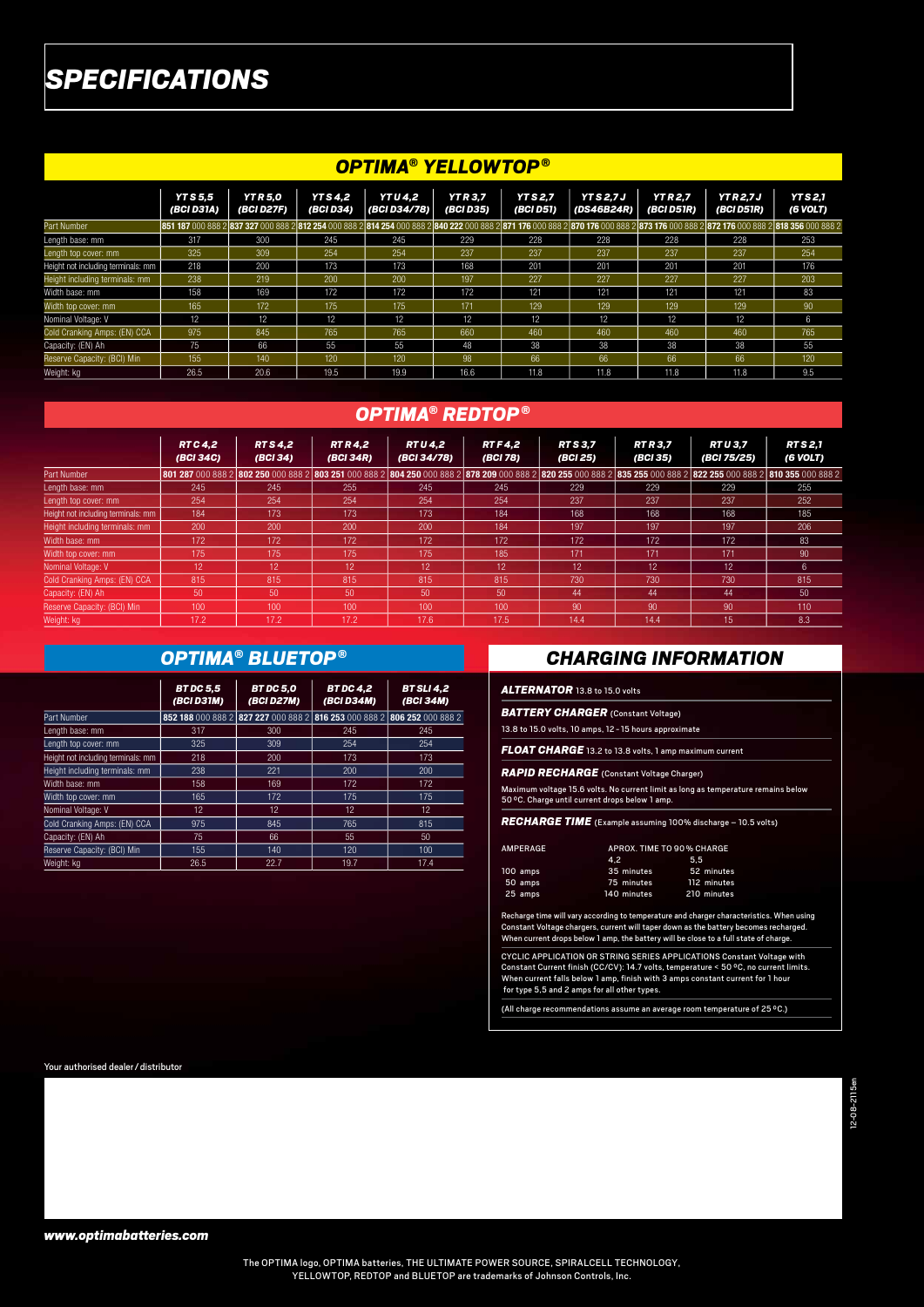# SPECIFICATIONS

## OPTIMA® YELLOWTOP®

| | YT S 5,5 (BCI D31A) | YT R 5,0 (BCI D27F) | YT S 4,2 (BCI D34) | YT U 4,2 (BCI D34/78) | YT R 3,7 (BCI D35) | YT S 2,7 (BCI D51) | YT S 2,7 J (DS46B24R) | YT R 2,7 (BCI D51R) | YT R 2,7 J (BCI D51R) | YT S 2,1 (6 VOLT) |
|---|---|---|---|---|---|---|---|---|---|---|
| Part Number | 851 187 000 888 2 | 837 327 000 888 2 | 812 254 000 888 2 | 814 254 000 888 2 | 840 222 000 888 2 | 871 176 000 888 2 | 870 176 000 888 2 | 873 176 000 888 2 | 872 176 000 888 2 | 818 356 000 888 2 |
| Length base: mm | 317 | 300 | 245 | 245 | 229 | 228 | 228 | 228 | 228 | 253 |
| Length top cover: mm | 325 | 309 | 254 | 254 | 237 | 237 | 237 | 237 | 237 | 254 |
| Height not including terminals: mm | 218 | 200 | 173 | 173 | 168 | 201 | 201 | 201 | 201 | 176 |
| Height including terminals: mm | 238 | 219 | 200 | 200 | 197 | 227 | 227 | 227 | 227 | 203 |
| Width base: mm | 158 | 169 | 172 | 172 | 172 | 121 | 121 | 121 | 121 | 83 |
| Width top cover: mm | 165 | 172 | 175 | 175 | 171 | 129 | 129 | 129 | 129 | 90 |
| Nominal Voltage: V | 12 | 12 | 12 | 12 | 12 | 12 | 12 | 12 | 12 | 6 |
| Cold Cranking Amps: (EN) CCA | 975 | 845 | 765 | 765 | 660 | 460 | 460 | 460 | 460 | 765 |
| Capacity: (EN) Ah | 75 | 66 | 55 | 55 | 48 | 38 | 38 | 38 | 38 | 55 |
| Reserve Capacity: (BCI) Min | 155 | 140 | 120 | 120 | 98 | 66 | 66 | 66 | 66 | 120 |
| Weight: kg | 26.5 | 20.6 | 19.5 | 19.9 | 16.6 | 11.8 | 11.8 | 11.8 | 11.8 | 9.5 |

## OPTIMA® REDTOP®

| | RT C 4,2 (BCI 34C) | RT S 4,2 (BCI 34) | RT R 4,2 (BCI 34R) | RT U 4,2 (BCI 34/78) | RT F 4,2 (BCI 78) | RT S 3,7 (BCI 25) | RT R 3,7 (BCI 35) | RT U 3,7 (BCI 75/25) | RT S 2,1 (6 VOLT) |
|---|---|---|---|---|---|---|---|---|---|
| Part Number | 801 287 000 888 2 | 802 250 000 888 2 | 803 251 000 888 2 | 804 250 000 888 2 | 878 209 000 888 2 | 820 255 000 888 2 | 835 255 000 888 2 | 822 255 000 888 2 | 810 355 000 888 2 |
| Length base: mm | 245 | 245 | 255 | 245 | 245 | 229 | 229 | 229 | 255 |
| Length top cover: mm | 254 | 254 | 254 | 254 | 254 | 237 | 237 | 237 | 252 |
| Height not including terminals: mm | 184 | 173 | 173 | 173 | 184 | 168 | 168 | 168 | 185 |
| Height including terminals: mm | 200 | 200 | 200 | 200 | 184 | 197 | 197 | 197 | 206 |
| Width base: mm | 172 | 172 | 172 | 172 | 172 | 172 | 172 | 172 | 83 |
| Width top cover: mm | 175 | 175 | 175 | 175 | 185 | 171 | 171 | 171 | 90 |
| Nominal Voltage: V | 12 | 12 | 12 | 12 | 12 | 12 | 12 | 12 | 6 |
| Cold Cranking Amps: (EN) CCA | 815 | 815 | 815 | 815 | 815 | 730 | 730 | 730 | 815 |
| Capacity: (EN) Ah | 50 | 50 | 50 | 50 | 50 | 44 | 44 | 44 | 50 |
| Reserve Capacity: (BCI) Min | 100 | 100 | 100 | 100 | 100 | 90 | 90 | 90 | 110 |
| Weight: kg | 17.2 | 17.2 | 17.2 | 17.6 | 17.5 | 14.4 | 14.4 | 15 | 8.3 |

## OPTIMA® BLUETOP®

| | BT DC 5,5 (BCI D31M) | BT DC 5,0 (BCI D27M) | BT DC 4,2 (BCI D34M) | BT SLI 4,2 (BCI 34M) |
|---|---|---|---|---|
| Part Number | 852 188 000 888 2 | 827 227 000 888 2 | 816 253 000 888 2 | 806 252 000 888 2 |
| Length base: mm | 317 | 300 | 245 | 245 |
| Length top cover: mm | 325 | 309 | 254 | 254 |
| Height not including terminals: mm | 218 | 200 | 173 | 173 |
| Height including terminals: mm | 238 | 221 | 200 | 200 |
| Width base: mm | 158 | 169 | 172 | 172 |
| Width top cover: mm | 165 | 172 | 175 | 175 |
| Nominal Voltage: V | 12 | 12 | 12 | 12 |
| Cold Cranking Amps: (EN) CCA | 975 | 845 | 765 | 815 |
| Capacity: (EN) Ah | 75 | 66 | 55 | 50 |
| Reserve Capacity: (BCI) Min | 155 | 140 | 120 | 100 |
| Weight: kg | 26.5 | 22.7 | 19.7 | 17.4 |

## CHARGING INFORMATION

***ALTERNATOR*** 13.8 to 15.0 volts

***BATTERY CHARGER*** (Constant Voltage)

13.8 to 15.0 volts, 10 amps, 12 - 15 hours approximate

***FLOAT CHARGE*** 13.2 to 13.8 volts, 1 amp maximum current

***RAPID RECHARGE*** (Constant Voltage Charger)

Maximum voltage 15.6 volts. No current limit as long as temperature remains below 50 ºC. Charge until current drops below 1 amp.

***RECHARGE TIME*** (Example assuming 100% discharge – 10.5 volts)

| AMPERAGE | APROX. TIME TO 90% CHARGE 4,2 | 5,5 |
|---|---|---|
| 100 amps | 35 minutes | 52 minutes |
| 50 amps | 75 minutes | 112 minutes |
| 25 amps | 140 minutes | 210 minutes |

Recharge time will vary according to temperature and charger characteristics. When using Constant Voltage chargers, current will taper down as the battery becomes recharged. When current drops below 1 amp, the battery will be close to a full state of charge.

CYCLIC APPLICATION OR STRING SERIES APPLICATIONS Constant Voltage with Constant Current finish (CC/CV): 14.7 volts, temperature < 50 ºC, no current limits. When current falls below 1 amp, finish with 3 amps constant current for 1 hour for type 5,5 and 2 amps for all other types.

(All charge recommendations assume an average room temperature of 25 ºC.)

Your authorised dealer / distributor

***www.optimabatteries.com***

The OPTIMA logo, OPTIMA batteries, THE ULTIMATE POWER SOURCE, SPIRALCELL TECHNOLOGY, YELLOWTOP, REDTOP and BLUETOP are trademarks of Johnson Controls, Inc.

12-08-2115en